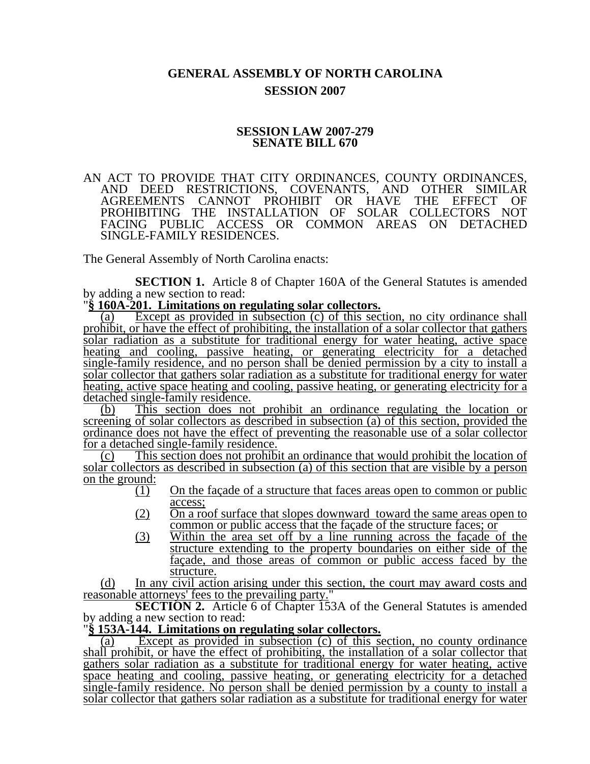# GENERAL ASSEMBLY OF NORTH CAROLINA
## SESSION 2007

### SESSION LAW 2007-279
### SENATE BILL 670

AN ACT TO PROVIDE THAT CITY ORDINANCES, COUNTY ORDINANCES, AND DEED RESTRICTIONS, COVENANTS, AND OTHER SIMILAR AGREEMENTS CANNOT PROHIBIT OR HAVE THE EFFECT OF PROHIBITING THE INSTALLATION OF SOLAR COLLECTORS NOT FACING PUBLIC ACCESS OR COMMON AREAS ON DETACHED SINGLE-FAMILY RESIDENCES.

The General Assembly of North Carolina enacts:

**SECTION 1.** Article 8 of Chapter 160A of the General Statutes is amended by adding a new section to read:

"**§ 160A-201. Limitations on regulating solar collectors.**

(a) Except as provided in subsection (c) of this section, no city ordinance shall prohibit, or have the effect of prohibiting, the installation of a solar collector that gathers solar radiation as a substitute for traditional energy for water heating, active space heating and cooling, passive heating, or generating electricity for a detached single-family residence, and no person shall be denied permission by a city to install a solar collector that gathers solar radiation as a substitute for traditional energy for water heating, active space heating and cooling, passive heating, or generating electricity for a detached single-family residence.

(b) This section does not prohibit an ordinance regulating the location or screening of solar collectors as described in subsection (a) of this section, provided the ordinance does not have the effect of preventing the reasonable use of a solar collector for a detached single-family residence.

(c) This section does not prohibit an ordinance that would prohibit the location of solar collectors as described in subsection (a) of this section that are visible by a person on the ground:

(1) On the façade of a structure that faces areas open to common or public access;

(2) On a roof surface that slopes downward toward the same areas open to common or public access that the façade of the structure faces; or

(3) Within the area set off by a line running across the façade of the structure extending to the property boundaries on either side of the façade, and those areas of common or public access faced by the structure.

(d) In any civil action arising under this section, the court may award costs and reasonable attorneys' fees to the prevailing party."

**SECTION 2.** Article 6 of Chapter 153A of the General Statutes is amended by adding a new section to read:

"**§ 153A-144. Limitations on regulating solar collectors.**

(a) Except as provided in subsection (c) of this section, no county ordinance shall prohibit, or have the effect of prohibiting, the installation of a solar collector that gathers solar radiation as a substitute for traditional energy for water heating, active space heating and cooling, passive heating, or generating electricity for a detached single-family residence. No person shall be denied permission by a county to install a solar collector that gathers solar radiation as a substitute for traditional energy for water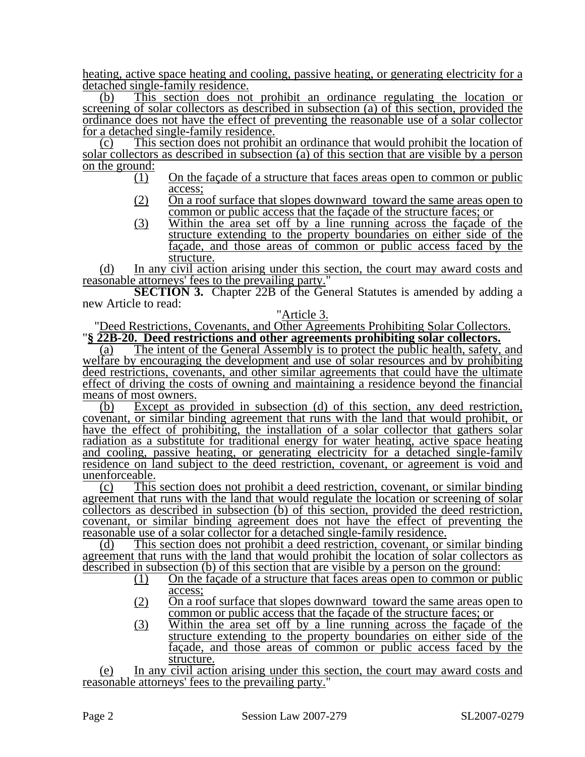heating, active space heating and cooling, passive heating, or generating electricity for a detached single-family residence.

(b) This section does not prohibit an ordinance regulating the location or screening of solar collectors as described in subsection (a) of this section, provided the ordinance does not have the effect of preventing the reasonable use of a solar collector for a detached single-family residence.

(c) This section does not prohibit an ordinance that would prohibit the location of solar collectors as described in subsection (a) of this section that are visible by a person on the ground:

(1) On the façade of a structure that faces areas open to common or public access;

(2) On a roof surface that slopes downward toward the same areas open to common or public access that the façade of the structure faces; or

(3) Within the area set off by a line running across the façade of the structure extending to the property boundaries on either side of the façade, and those areas of common or public access faced by the structure.

(d) In any civil action arising under this section, the court may award costs and reasonable attorneys' fees to the prevailing party."

**SECTION 3.** Chapter 22B of the General Statutes is amended by adding a new Article to read:

"Article 3.

"Deed Restrictions, Covenants, and Other Agreements Prohibiting Solar Collectors.

"**§ 22B-20. Deed restrictions and other agreements prohibiting solar collectors.**

(a) The intent of the General Assembly is to protect the public health, safety, and welfare by encouraging the development and use of solar resources and by prohibiting deed restrictions, covenants, and other similar agreements that could have the ultimate effect of driving the costs of owning and maintaining a residence beyond the financial means of most owners.

(b) Except as provided in subsection (d) of this section, any deed restriction, covenant, or similar binding agreement that runs with the land that would prohibit, or have the effect of prohibiting, the installation of a solar collector that gathers solar radiation as a substitute for traditional energy for water heating, active space heating and cooling, passive heating, or generating electricity for a detached single-family residence on land subject to the deed restriction, covenant, or agreement is void and unenforceable.

(c) This section does not prohibit a deed restriction, covenant, or similar binding agreement that runs with the land that would regulate the location or screening of solar collectors as described in subsection (b) of this section, provided the deed restriction, covenant, or similar binding agreement does not have the effect of preventing the reasonable use of a solar collector for a detached single-family residence.

(d) This section does not prohibit a deed restriction, covenant, or similar binding agreement that runs with the land that would prohibit the location of solar collectors as described in subsection (b) of this section that are visible by a person on the ground:

(1) On the façade of a structure that faces areas open to common or public access;

(2) On a roof surface that slopes downward toward the same areas open to common or public access that the façade of the structure faces; or

(3) Within the area set off by a line running across the façade of the structure extending to the property boundaries on either side of the façade, and those areas of common or public access faced by the structure.

(e) In any civil action arising under this section, the court may award costs and reasonable attorneys' fees to the prevailing party."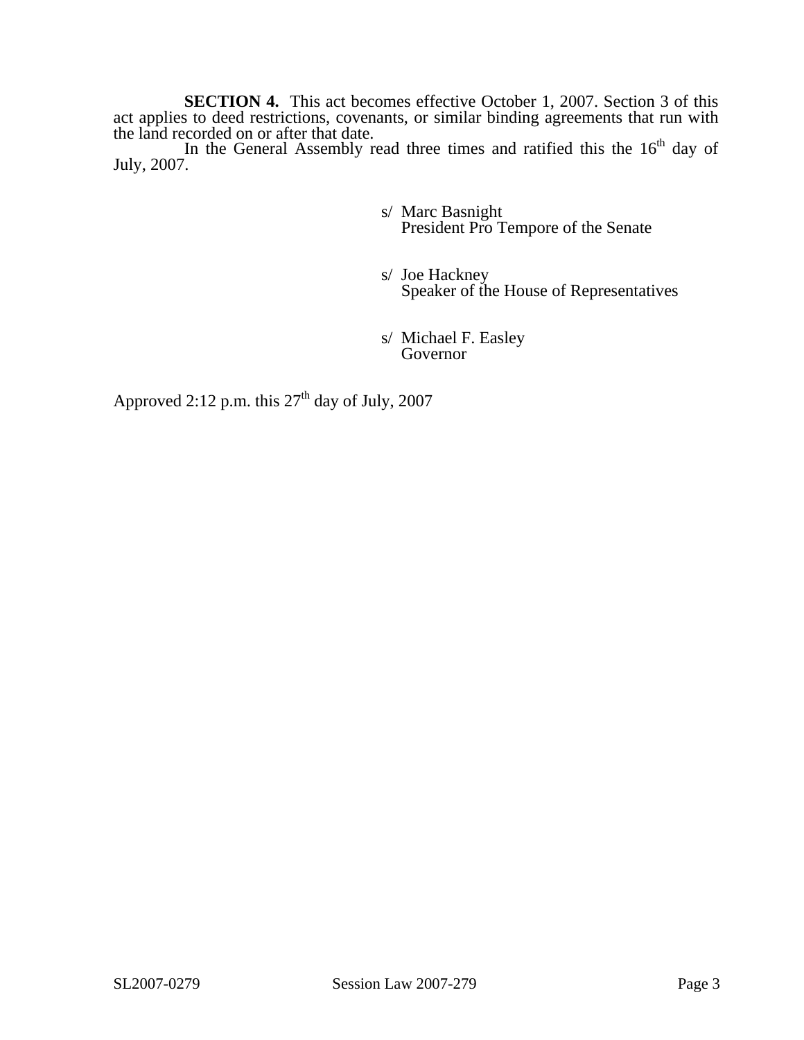**SECTION 4.** This act becomes effective October 1, 2007. Section 3 of this act applies to deed restrictions, covenants, or similar binding agreements that run with the land recorded on or after that date.

In the General Assembly read three times and ratified this the 16th day of July, 2007.

s/ Marc Basnight
President Pro Tempore of the Senate

s/ Joe Hackney
Speaker of the House of Representatives

s/ Michael F. Easley
Governor

Approved 2:12 p.m. this 27th day of July, 2007